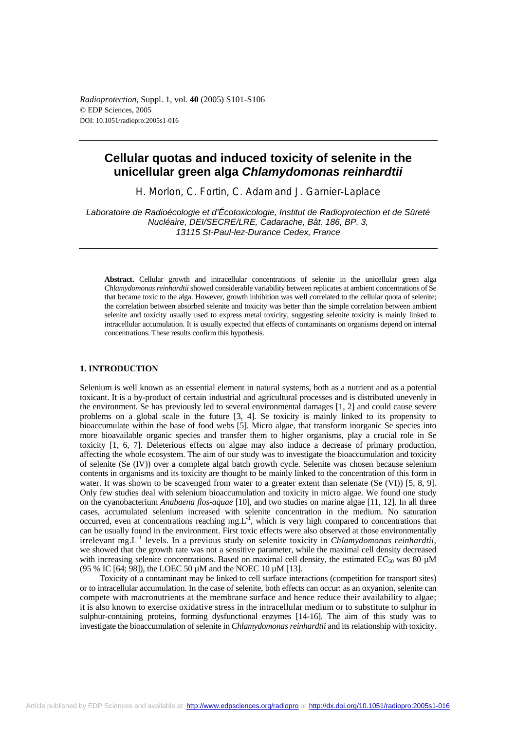# Cellular quotas and induced toxicity of selenite in the unicellular green alga *Chlamydomonas reinhardtii*

H. Morlon, C. Fortin, C. Adam and J. Garnier-Laplace

*Laboratoire de Radioécologie et d'Écotoxicologie, Institut de Radioprotection et de Sûreté Nucléaire, DEI/SECRE/LRE, Cadarache, Bât. 186, BP. 3, 13115 St-Paul-lez-Durance Cedex, France*

**Abstract.** Cellular growth and intracellular concentrations of selenite in the unicellular green alga *Chlamydomonas reinhardtii* showed considerable variability between replicates at ambient concentrations of Se that became toxic to the alga. However, growth inhibition was well correlated to the cellular quota of selenite; the correlation between absorbed selenite and toxicity was better than the simple correlation between ambient selenite and toxicity usually used to express metal toxicity, suggesting selenite toxicity is mainly linked to intracellular accumulation. It is usually expected that effects of contaminants on organisms depend on internal concentrations. These results confirm this hypothesis.

## 1. INTRODUCTION

Selenium is well known as an essential element in natural systems, both as a nutrient and as a potential toxicant. It is a by-product of certain industrial and agricultural processes and is distributed unevenly in the environment. Se has previously led to several environmental damages [1, 2] and could cause severe problems on a global scale in the future [3, 4]. Se toxicity is mainly linked to its propensity to bioaccumulate within the base of food webs [5]. Micro algae, that transform inorganic Se species into more bioavailable organic species and transfer them to higher organisms, play a crucial role in Se toxicity [1, 6, 7]. Deleterious effects on algae may also induce a decrease of primary production, affecting the whole ecosystem. The aim of our study was to investigate the bioaccumulation and toxicity of selenite (Se (IV)) over a complete algal batch growth cycle. Selenite was chosen because selenium contents in organisms and its toxicity are thought to be mainly linked to the concentration of this form in water. It was shown to be scavenged from water to a greater extent than selenate (Se (VI)) [5, 8, 9]. Only few studies deal with selenium bioaccumulation and toxicity in micro algae. We found one study on the cyanobacterium *Anabaena flos-aquae* [10], and two studies on marine algae [11, 12]. In all three cases, accumulated selenium increased with selenite concentration in the medium. No saturation occurred, even at concentrations reaching $mg.L^{-1}$, which is very high compared to concentrations that can be usually found in the environment. First toxic effects were also observed at those environmentally irrelevant $mg.L^{-1}$ levels. In a previous study on selenite toxicity in *Chlamydomonas reinhardtii*, we showed that the growth rate was not a sensitive parameter, while the maximal cell density decreased with increasing selenite concentrations. Based on maximal cell density, the estimated $EC_{50}$ was 80 µM (95 % IC [64; 98]), the LOEC 50 µM and the NOEC 10 µM [13].

Toxicity of a contaminant may be linked to cell surface interactions (competition for transport sites) or to intracellular accumulation. In the case of selenite, both effects can occur: as an oxyanion, selenite can compete with macronutrients at the membrane surface and hence reduce their availability to algae; it is also known to exercise oxidative stress in the intracellular medium or to substitute to sulphur in sulphur-containing proteins, forming dysfunctional enzymes [14-16]. The aim of this study was to investigate the bioaccumulation of selenite in *Chlamydomonas reinhardtii* and its relationship with toxicity.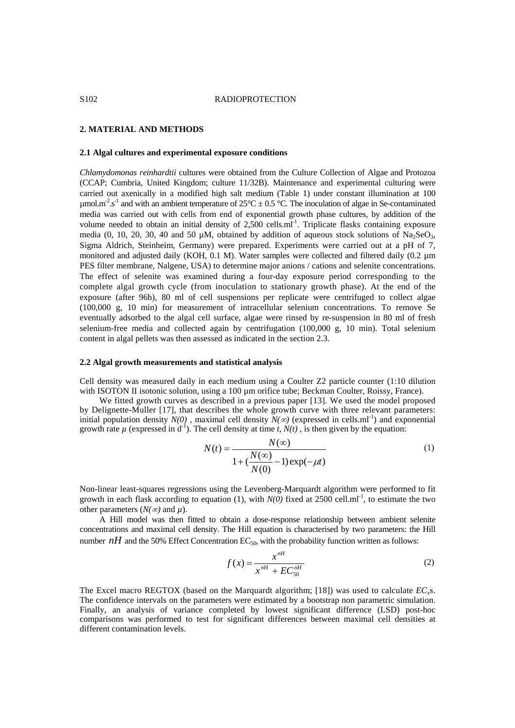## 2. MATERIAL AND METHODS

### 2.1 Algal cultures and experimental exposure conditions

*Chlamydomonas reinhardtii* cultures were obtained from the Culture Collection of Algae and Protozoa (CCAP; Cumbria, United Kingdom; culture 11/32B). Maintenance and experimental culturing were carried out axenically in a modified high salt medium (Table 1) under constant illumination at 100 $\mu mol.m^{-2}.s^{-1}$ and with an ambient temperature of 25°C ± 0.5 °C. The inoculation of algae in Se-contaminated media was carried out with cells from end of exponential growth phase cultures, by addition of the volume needed to obtain an initial density of 2,500 $cells.ml^{-1}$. Triplicate flasks containing exposure media (0, 10, 20, 30, 40 and 50 µM, obtained by addition of aqueous stock solutions of $Na_2SeO_3$, Sigma Aldrich, Steinheim, Germany) were prepared. Experiments were carried out at a pH of 7, monitored and adjusted daily (KOH, 0.1 M). Water samples were collected and filtered daily (0.2 µm PES filter membrane, Nalgene, USA) to determine major anions / cations and selenite concentrations. The effect of selenite was examined during a four-day exposure period corresponding to the complete algal growth cycle (from inoculation to stationary growth phase). At the end of the exposure (after 96h), 80 ml of cell suspensions per replicate were centrifuged to collect algae (100,000 g, 10 min) for measurement of intracellular selenium concentrations. To remove Se eventually adsorbed to the algal cell surface, algae were rinsed by re-suspension in 80 ml of fresh selenium-free media and collected again by centrifugation (100,000 g, 10 min). Total selenium content in algal pellets was then assessed as indicated in the section 2.3.

### 2.2 Algal growth measurements and statistical analysis

Cell density was measured daily in each medium using a Coulter Z2 particle counter (1:10 dilution with ISOTON II isotonic solution, using a 100 µm orifice tube; Beckman Coulter, Roissy, France).

We fitted growth curves as described in a previous paper [13]. We used the model proposed by Delignette-Muller [17], that describes the whole growth curve with three relevant parameters: initial population density $N(0)$, maximal cell density $N(\infty)$ (expressed in $cells.ml^{-1}$) and exponential growth rate $\mu$ (expressed in $d^{-1}$). The cell density at time $t$, $N(t)$, is then given by the equation:

$$N(t) = \frac{N(\infty)}{1 + \left(\frac{N(\infty)}{N(0)} - 1\right)\exp(-\mu t)} \tag{1}$$

Non-linear least-squares regressions using the Levenberg-Marquardt algorithm were performed to fit growth in each flask according to equation (1), with $N(0)$ fixed at 2500 $cell.ml^{-1}$, to estimate the two other parameters ($N(\infty)$ and $\mu$).

A Hill model was then fitted to obtain a dose-response relationship between ambient selenite concentrations and maximal cell density. The Hill equation is characterised by two parameters: the Hill number $nH$ and the 50% Effect Concentration $EC_{50}$, with the probability function written as follows:

$$f(x) = \frac{x^{nH}}{x^{nH} + EC_{50}^{nH}} \tag{2}$$

The Excel macro REGTOX (based on the Marquardt algorithm; [18]) was used to calculate $EC_x$s. The confidence intervals on the parameters were estimated by a bootstrap non parametric simulation. Finally, an analysis of variance completed by lowest significant difference (LSD) post-hoc comparisons was performed to test for significant differences between maximal cell densities at different contamination levels.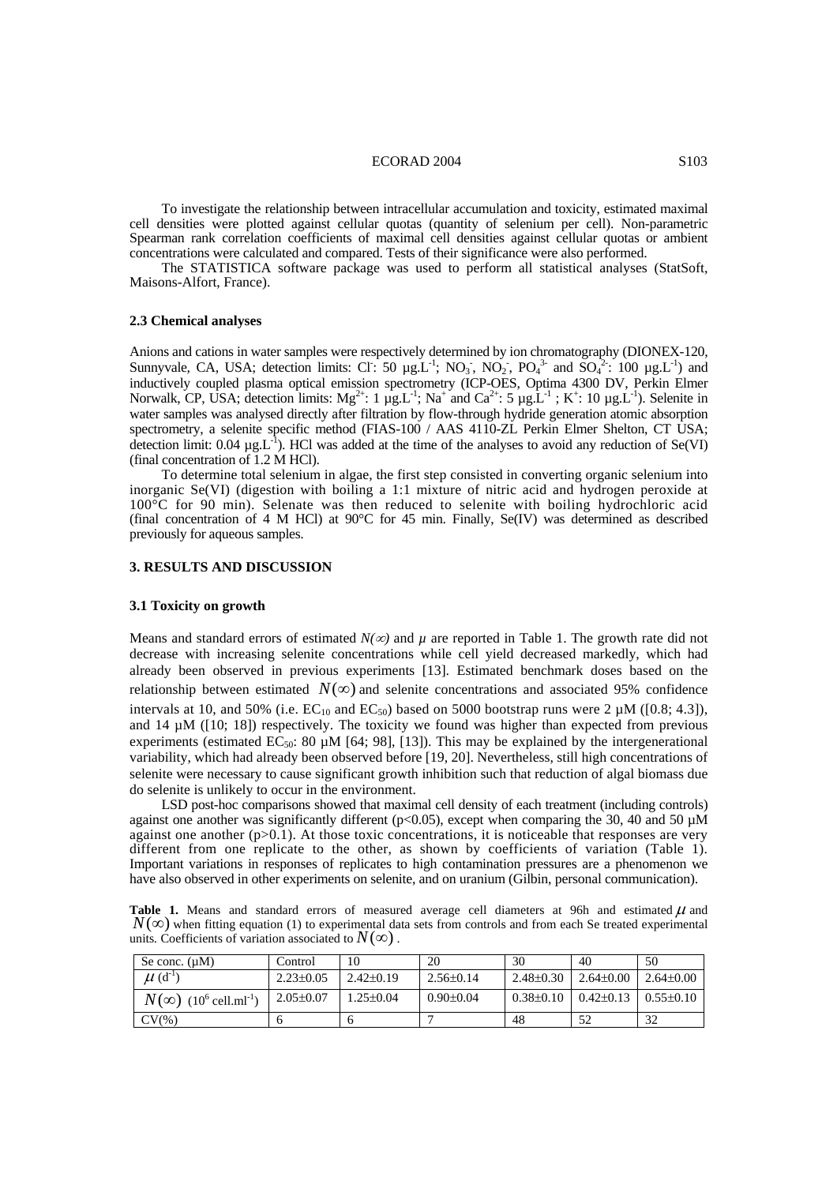To investigate the relationship between intracellular accumulation and toxicity, estimated maximal cell densities were plotted against cellular quotas (quantity of selenium per cell). Non-parametric Spearman rank correlation coefficients of maximal cell densities against cellular quotas or ambient concentrations were calculated and compared. Tests of their significance were also performed.

The STATISTICA software package was used to perform all statistical analyses (StatSoft, Maisons-Alfort, France).

### 2.3 Chemical analyses

Anions and cations in water samples were respectively determined by ion chromatography (DIONEX-120, Sunnyvale, CA, USA; detection limits: $Cl^-$: 50 µg.L$^{-1}$; $NO_3^-$, $NO_2^-$, $PO_4^{3-}$ and $SO_4^{2-}$: 100 µg.L$^{-1}$) and inductively coupled plasma optical emission spectrometry (ICP-OES, Optima 4300 DV, Perkin Elmer Norwalk, CP, USA; detection limits: $Mg^{2+}$: 1 µg.L$^{-1}$; $Na^+$ and $Ca^{2+}$: 5 µg.L$^{-1}$ ; $K^+$: 10 µg.L$^{-1}$). Selenite in water samples was analysed directly after filtration by flow-through hydride generation atomic absorption spectrometry, a selenite specific method (FIAS-100 / AAS 4110-ZL Perkin Elmer Shelton, CT USA; detection limit: 0.04 µg.L$^{-1}$). HCl was added at the time of the analyses to avoid any reduction of Se(VI) (final concentration of 1.2 M HCl).

To determine total selenium in algae, the first step consisted in converting organic selenium into inorganic Se(VI) (digestion with boiling a 1:1 mixture of nitric acid and hydrogen peroxide at 100°C for 90 min). Selenate was then reduced to selenite with boiling hydrochloric acid (final concentration of 4 M HCl) at 90°C for 45 min. Finally, Se(IV) was determined as described previously for aqueous samples.

## 3. RESULTS AND DISCUSSION

### 3.1 Toxicity on growth

Means and standard errors of estimated $N(\infty)$ and $\mu$ are reported in Table 1. The growth rate did not decrease with increasing selenite concentrations while cell yield decreased markedly, which had already been observed in previous experiments [13]. Estimated benchmark doses based on the relationship between estimated $N(\infty)$ and selenite concentrations and associated 95% confidence intervals at 10, and 50% (i.e. $EC_{10}$ and $EC_{50}$) based on 5000 bootstrap runs were 2 µM ([0.8; 4.3]), and 14 µM ([10; 18]) respectively. The toxicity we found was higher than expected from previous experiments (estimated $EC_{50}$: 80 µM [64; 98], [13]). This may be explained by the intergenerational variability, which had already been observed before [19, 20]. Nevertheless, still high concentrations of selenite were necessary to cause significant growth inhibition such that reduction of algal biomass due do selenite is unlikely to occur in the environment.

LSD post-hoc comparisons showed that maximal cell density of each treatment (including controls) against one another was significantly different ($p<0.05$), except when comparing the 30, 40 and 50 µM against one another ($p>0.1$). At those toxic concentrations, it is noticeable that responses are very different from one replicate to the other, as shown by coefficients of variation (Table 1). Important variations in responses of replicates to high contamination pressures are a phenomenon we have also observed in other experiments on selenite, and on uranium (Gilbin, personal communication).

**Table 1.** Means and standard errors of measured average cell diameters at 96h and estimated $\mu$ and $N(\infty)$ when fitting equation (1) to experimental data sets from controls and from each Se treated experimental units. Coefficients of variation associated to $N(\infty)$ .

| Se conc. (µM) | Control | 10 | 20 | 30 | 40 | 50 |
|---|---|---|---|---|---|---|
| $\mu$ (d$^{-1}$) | 2.23±0.05 | 2.42±0.19 | 2.56±0.14 | 2.48±0.30 | 2.64±0.00 | 2.64±0.00 |
| $N(\infty)$ ($10^6$ cell.ml$^{-1}$) | 2.05±0.07 | 1.25±0.04 | 0.90±0.04 | 0.38±0.10 | 0.42±0.13 | 0.55±0.10 |
| CV(%) | 6 | 6 | 7 | 48 | 52 | 32 |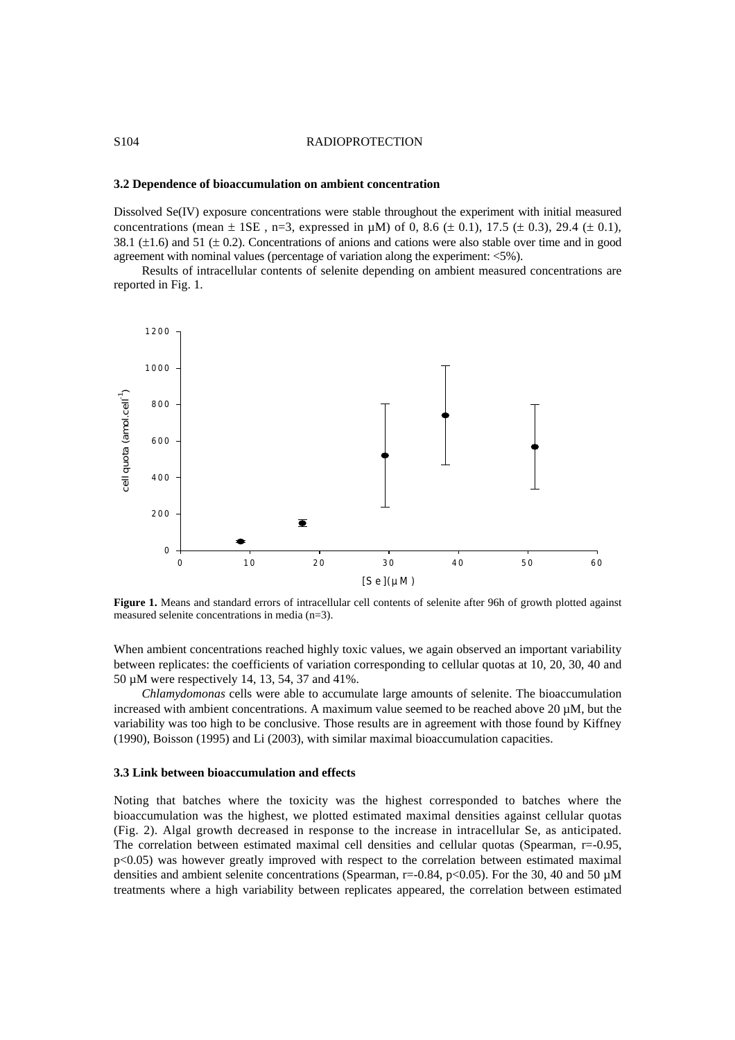### 3.2 Dependence of bioaccumulation on ambient concentration

Dissolved Se(IV) exposure concentrations were stable throughout the experiment with initial measured concentrations (mean ± 1SE , n=3, expressed in µM) of 0, 8.6 (± 0.1), 17.5 (± 0.3), 29.4 (± 0.1), 38.1 (±1.6) and 51 (± 0.2). Concentrations of anions and cations were also stable over time and in good agreement with nominal values (percentage of variation along the experiment: <5%).

Results of intracellular contents of selenite depending on ambient measured concentrations are reported in Fig. 1.

**Figure 1.** Means and standard errors of intracellular cell contents of selenite after 96h of growth plotted against measured selenite concentrations in media (n=3).

When ambient concentrations reached highly toxic values, we again observed an important variability between replicates: the coefficients of variation corresponding to cellular quotas at 10, 20, 30, 40 and 50 µM were respectively 14, 13, 54, 37 and 41%.

*Chlamydomonas* cells were able to accumulate large amounts of selenite. The bioaccumulation increased with ambient concentrations. A maximum value seemed to be reached above 20 µM, but the variability was too high to be conclusive. Those results are in agreement with those found by Kiffney (1990), Boisson (1995) and Li (2003), with similar maximal bioaccumulation capacities.

### 3.3 Link between bioaccumulation and effects

Noting that batches where the toxicity was the highest corresponded to batches where the bioaccumulation was the highest, we plotted estimated maximal densities against cellular quotas (Fig. 2). Algal growth decreased in response to the increase in intracellular Se, as anticipated. The correlation between estimated maximal cell densities and cellular quotas (Spearman, $r=-0.95$, $p<0.05$) was however greatly improved with respect to the correlation between estimated maximal densities and ambient selenite concentrations (Spearman, $r=-0.84$, $p<0.05$). For the 30, 40 and 50 µM treatments where a high variability between replicates appeared, the correlation between estimated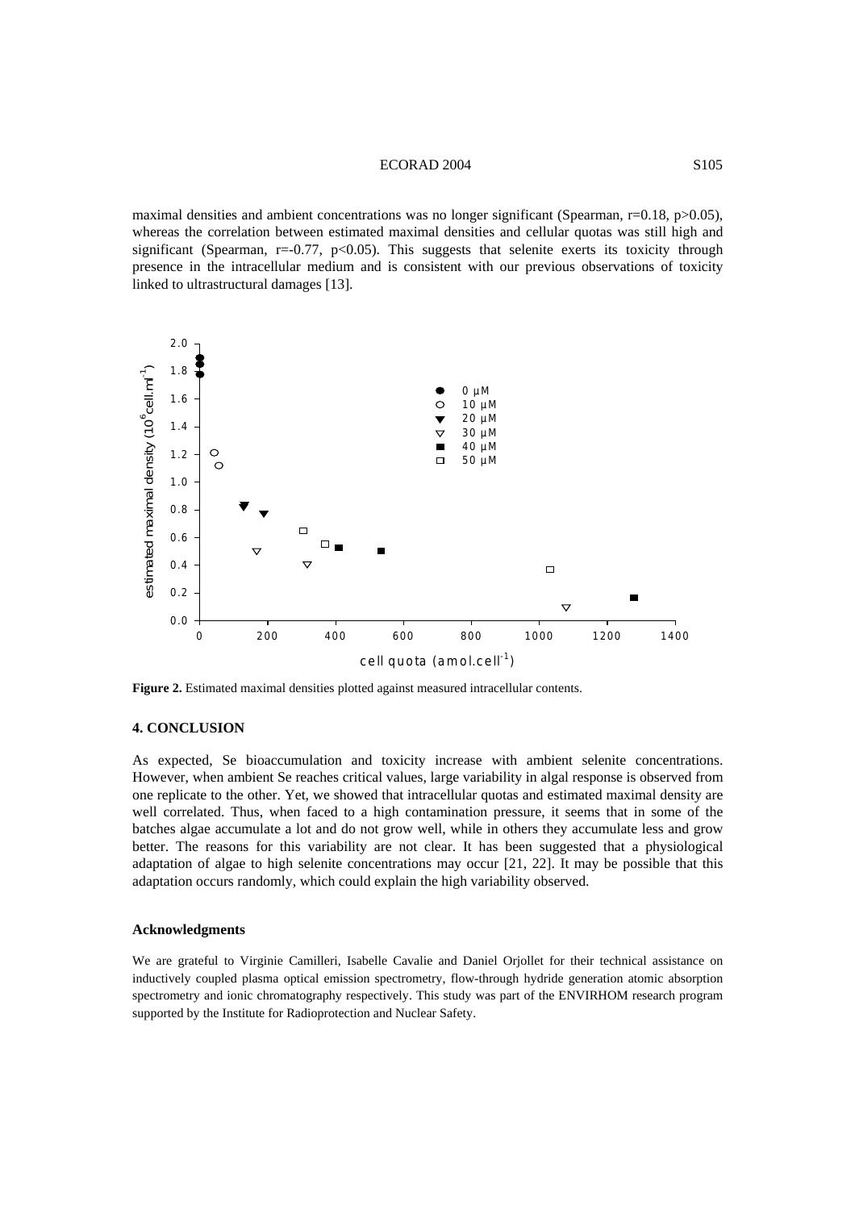maximal densities and ambient concentrations was no longer significant (Spearman, $r=0.18$, $p>0.05$), whereas the correlation between estimated maximal densities and cellular quotas was still high and significant (Spearman, $r=-0.77$, $p<0.05$). This suggests that selenite exerts its toxicity through presence in the intracellular medium and is consistent with our previous observations of toxicity linked to ultrastructural damages [13].

**Figure 2.** Estimated maximal densities plotted against measured intracellular contents.

## 4. CONCLUSION

As expected, Se bioaccumulation and toxicity increase with ambient selenite concentrations. However, when ambient Se reaches critical values, large variability in algal response is observed from one replicate to the other. Yet, we showed that intracellular quotas and estimated maximal density are well correlated. Thus, when faced to a high contamination pressure, it seems that in some of the batches algae accumulate a lot and do not grow well, while in others they accumulate less and grow better. The reasons for this variability are not clear. It has been suggested that a physiological adaptation of algae to high selenite concentrations may occur [21, 22]. It may be possible that this adaptation occurs randomly, which could explain the high variability observed.

### Acknowledgments

We are grateful to Virginie Camilleri, Isabelle Cavalie and Daniel Orjollet for their technical assistance on inductively coupled plasma optical emission spectrometry, flow-through hydride generation atomic absorption spectrometry and ionic chromatography respectively. This study was part of the ENVIRHOM research program supported by the Institute for Radioprotection and Nuclear Safety.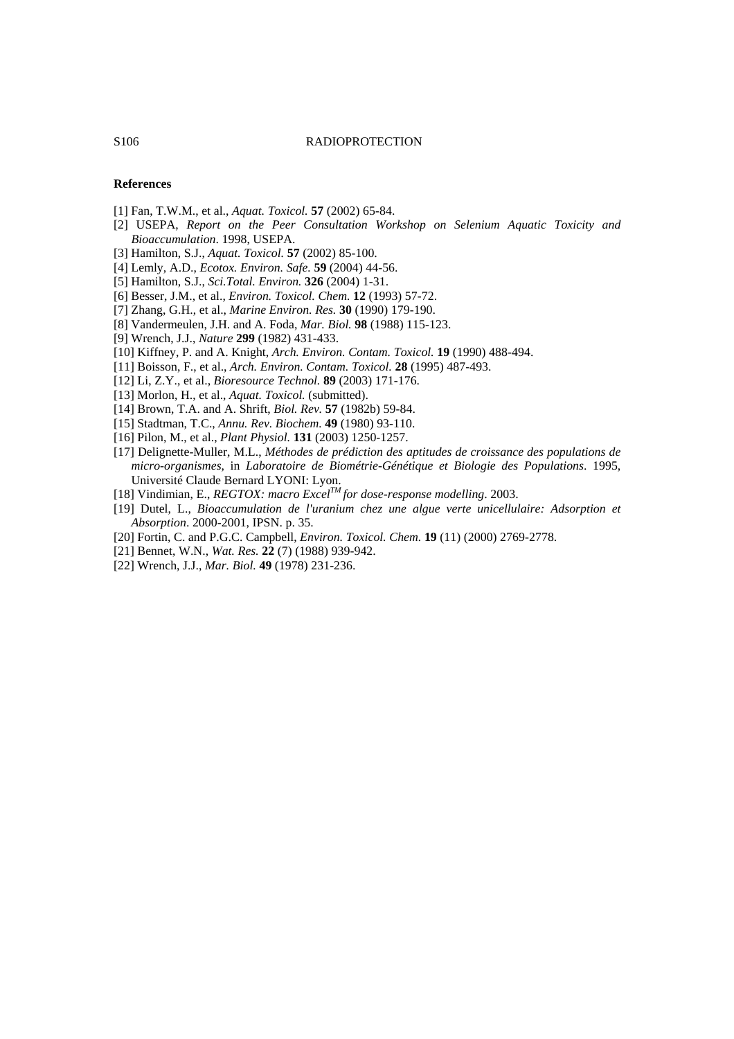### References

[1] Fan, T.W.M., et al., *Aquat. Toxicol.* **57** (2002) 65-84.
[2] USEPA, *Report on the Peer Consultation Workshop on Selenium Aquatic Toxicity and Bioaccumulation*. 1998, USEPA.
[3] Hamilton, S.J., *Aquat. Toxicol.* **57** (2002) 85-100.
[4] Lemly, A.D., *Ecotox. Environ. Safe.* **59** (2004) 44-56.
[5] Hamilton, S.J., *Sci.Total. Environ.* **326** (2004) 1-31.
[6] Besser, J.M., et al., *Environ. Toxicol. Chem.* **12** (1993) 57-72.
[7] Zhang, G.H., et al., *Marine Environ. Res.* **30** (1990) 179-190.
[8] Vandermeulen, J.H. and A. Foda, *Mar. Biol.* **98** (1988) 115-123.
[9] Wrench, J.J., *Nature* **299** (1982) 431-433.
[10] Kiffney, P. and A. Knight, *Arch. Environ. Contam. Toxicol.* **19** (1990) 488-494.
[11] Boisson, F., et al., *Arch. Environ. Contam. Toxicol.* **28** (1995) 487-493.
[12] Li, Z.Y., et al., *Bioresource Technol.* **89** (2003) 171-176.
[13] Morlon, H., et al., *Aquat. Toxicol.* (submitted).
[14] Brown, T.A. and A. Shrift, *Biol. Rev.* **57** (1982b) 59-84.
[15] Stadtman, T.C., *Annu. Rev. Biochem.* **49** (1980) 93-110.
[16] Pilon, M., et al., *Plant Physiol.* **131** (2003) 1250-1257.
[17] Delignette-Muller, M.L., *Méthodes de prédiction des aptitudes de croissance des populations de micro-organismes*, in *Laboratoire de Biométrie-Génétique et Biologie des Populations*. 1995, Université Claude Bernard LYONI: Lyon.
[18] Vindimian, E., *REGTOX: macro Excel*$^{TM}$ *for dose-response modelling*. 2003.
[19] Dutel, L., *Bioaccumulation de l'uranium chez une algue verte unicellulaire: Adsorption et Absorption*. 2000-2001, IPSN. p. 35.
[20] Fortin, C. and P.G.C. Campbell, *Environ. Toxicol. Chem.* **19** (11) (2000) 2769-2778.
[21] Bennet, W.N., *Wat. Res.* **22** (7) (1988) 939-942.
[22] Wrench, J.J., *Mar. Biol.* **49** (1978) 231-236.